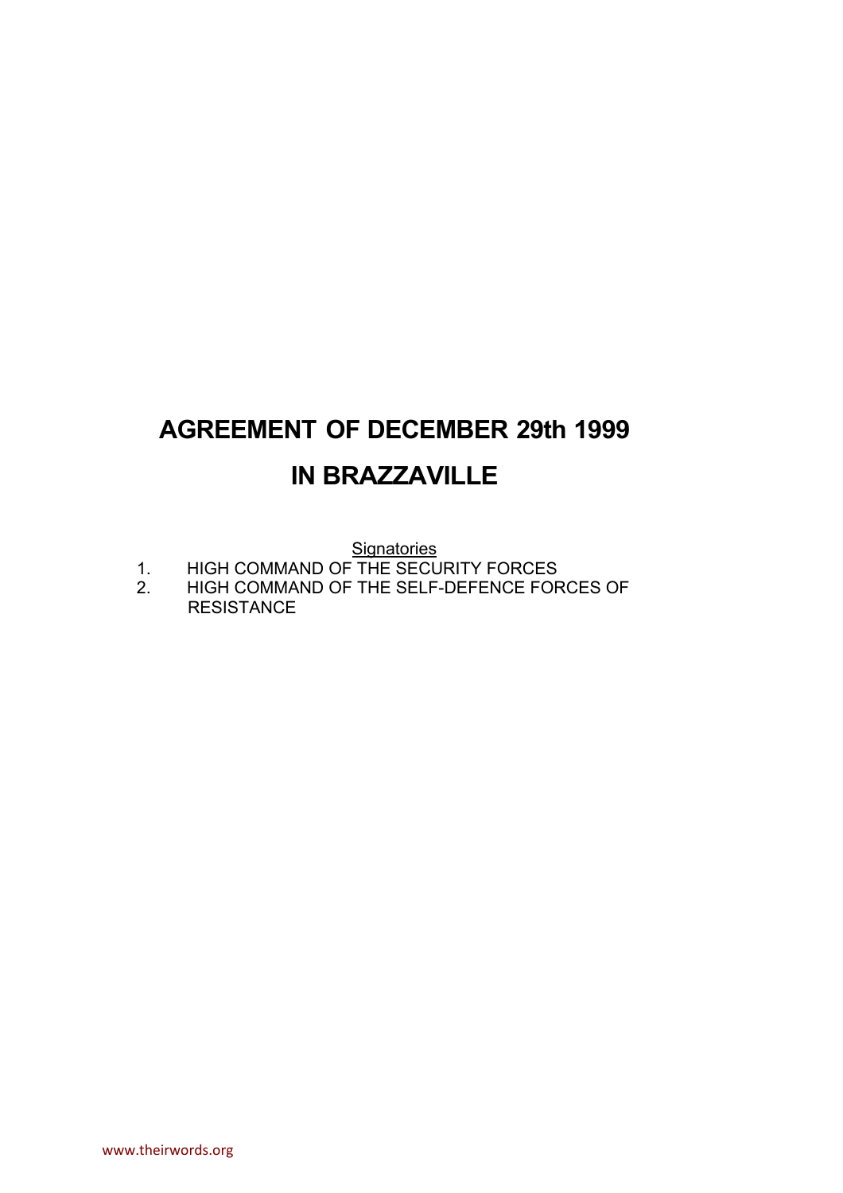# AGREEMENT OF DECEMBER 29th 1999

# IN BRAZZAVILLE

Signatories

1. HIGH COMMAND OF THE SECURITY FORCES
2. HIGH COMMAND OF THE SELF-DEFENCE FORCES OF RESISTANCE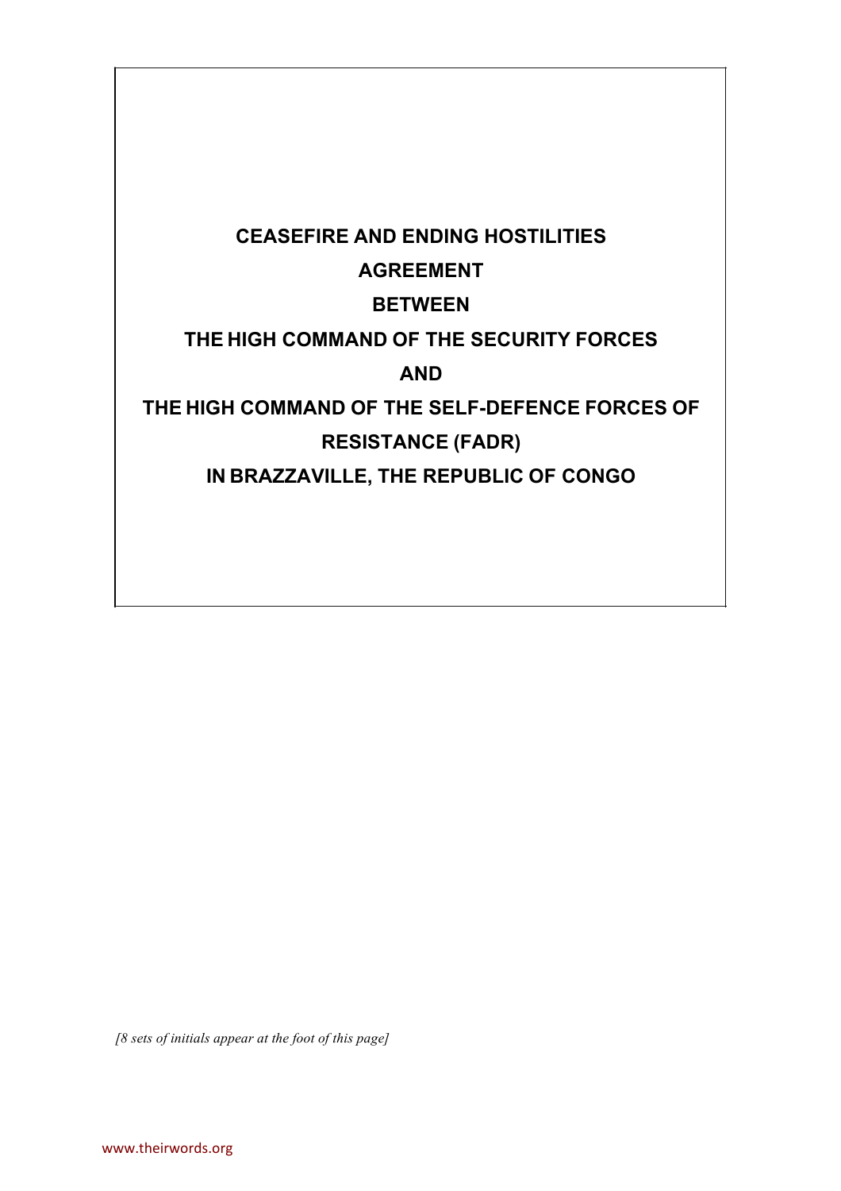# CEASEFIRE AND ENDING HOSTILITIES AGREEMENT BETWEEN THE HIGH COMMAND OF THE SECURITY FORCES AND THE HIGH COMMAND OF THE SELF-DEFENCE FORCES OF RESISTANCE (FADR) IN BRAZZAVILLE, THE REPUBLIC OF CONGO

*[8 sets of initials appear at the foot of this page]*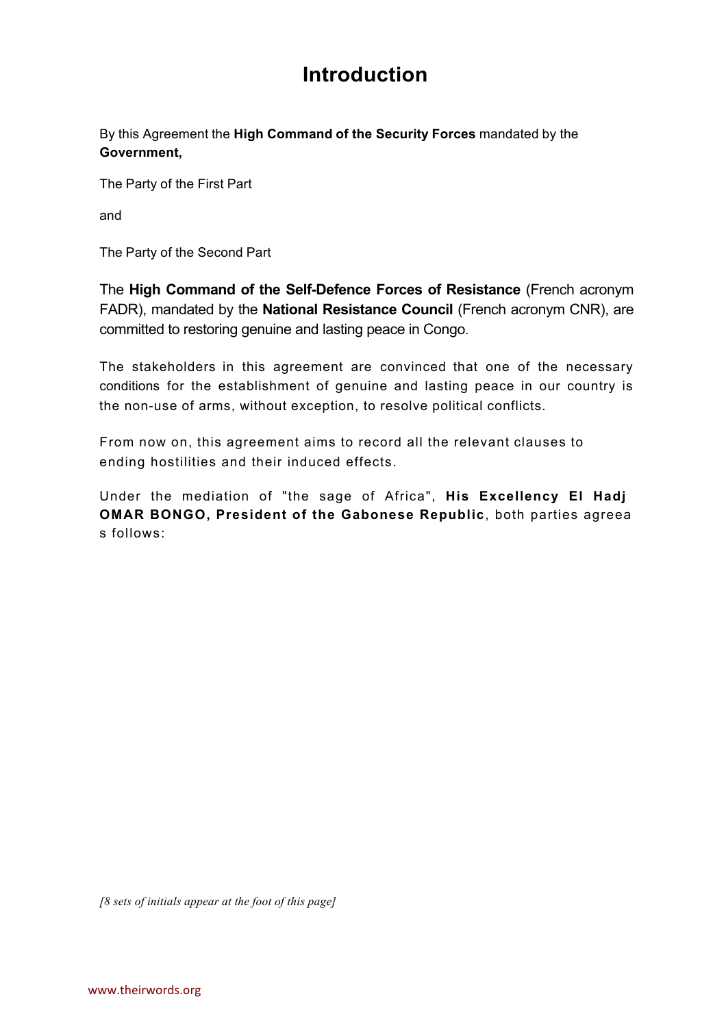# Introduction

By this Agreement the **High Command of the Security Forces** mandated by the **Government,**

The Party of the First Part

and

The Party of the Second Part

The **High Command of the Self-Defence Forces of Resistance** (French acronym FADR), mandated by the **National Resistance Council** (French acronym CNR), are committed to restoring genuine and lasting peace in Congo.

The stakeholders in this agreement are convinced that one of the necessary conditions for the establishment of genuine and lasting peace in our country is the non-use of arms, without exception, to resolve political conflicts.

From now on, this agreement aims to record all the relevant clauses to ending hostilities and their induced effects.

Under the mediation of "the sage of Africa", **His Excellency El Hadj OMAR BONGO, President of the Gabonese Republic**, both parties agreea s follows:

*[8 sets of initials appear at the foot of this page]*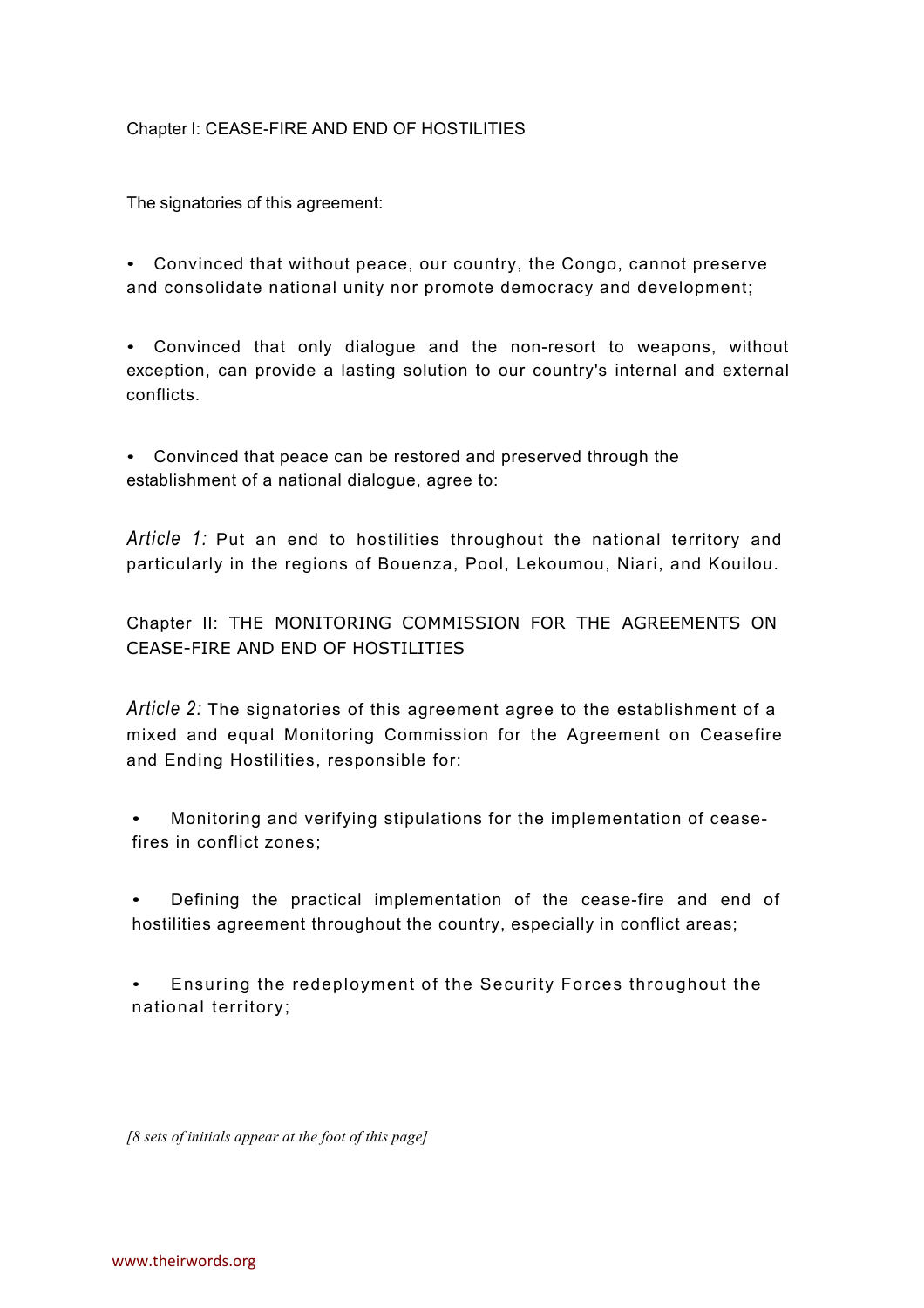## Chapter I: CEASE-FIRE AND END OF HOSTILITIES

The signatories of this agreement:

- Convinced that without peace, our country, the Congo, cannot preserve and consolidate national unity nor promote democracy and development;

- Convinced that only dialogue and the non-resort to weapons, without exception, can provide a lasting solution to our country's internal and external conflicts.

- Convinced that peace can be restored and preserved through the establishment of a national dialogue, agree to:

*Article 1:* Put an end to hostilities throughout the national territory and particularly in the regions of Bouenza, Pool, Lekoumou, Niari, and Kouilou.

## Chapter II: THE MONITORING COMMISSION FOR THE AGREEMENTS ON CEASE-FIRE AND END OF HOSTILITIES

*Article 2:* The signatories of this agreement agree to the establishment of a mixed and equal Monitoring Commission for the Agreement on Ceasefire and Ending Hostilities, responsible for:

- Monitoring and verifying stipulations for the implementation of cease-fires in conflict zones;

- Defining the practical implementation of the cease-fire and end of hostilities agreement throughout the country, especially in conflict areas;

- Ensuring the redeployment of the Security Forces throughout the national territory;

*[8 sets of initials appear at the foot of this page]*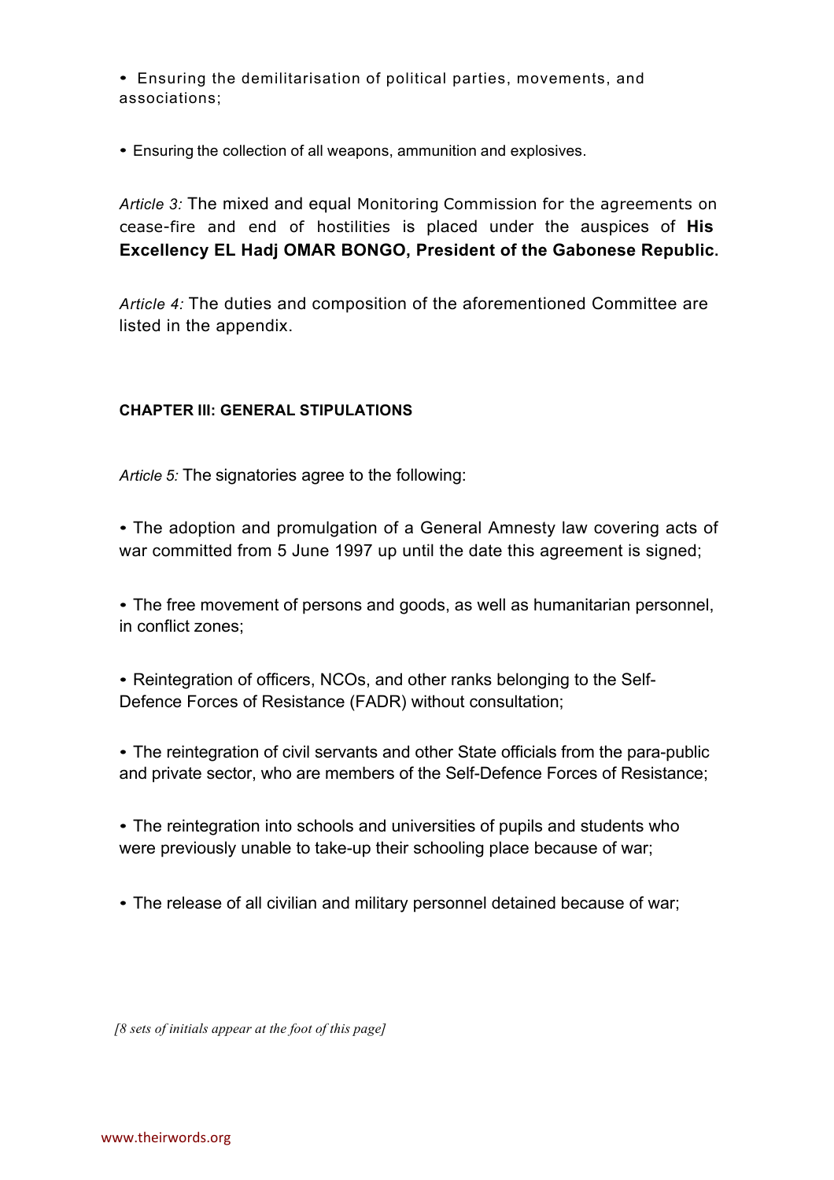- Ensuring the demilitarisation of political parties, movements, and associations;

- Ensuring the collection of all weapons, ammunition and explosives.

*Article 3:* The mixed and equal Monitoring Commission for the agreements on cease-fire and end of hostilities is placed under the auspices of **His Excellency EL Hadj OMAR BONGO, President of the Gabonese Republic.**

*Article 4:* The duties and composition of the aforementioned Committee are listed in the appendix.

#### CHAPTER III: GENERAL STIPULATIONS

*Article 5:* The signatories agree to the following:

- The adoption and promulgation of a General Amnesty law covering acts of war committed from 5 June 1997 up until the date this agreement is signed;

- The free movement of persons and goods, as well as humanitarian personnel, in conflict zones;

- Reintegration of officers, NCOs, and other ranks belonging to the Self-Defence Forces of Resistance (FADR) without consultation;

- The reintegration of civil servants and other State officials from the para-public and private sector, who are members of the Self-Defence Forces of Resistance;

- The reintegration into schools and universities of pupils and students who were previously unable to take-up their schooling place because of war;

- The release of all civilian and military personnel detained because of war;

*[8 sets of initials appear at the foot of this page]*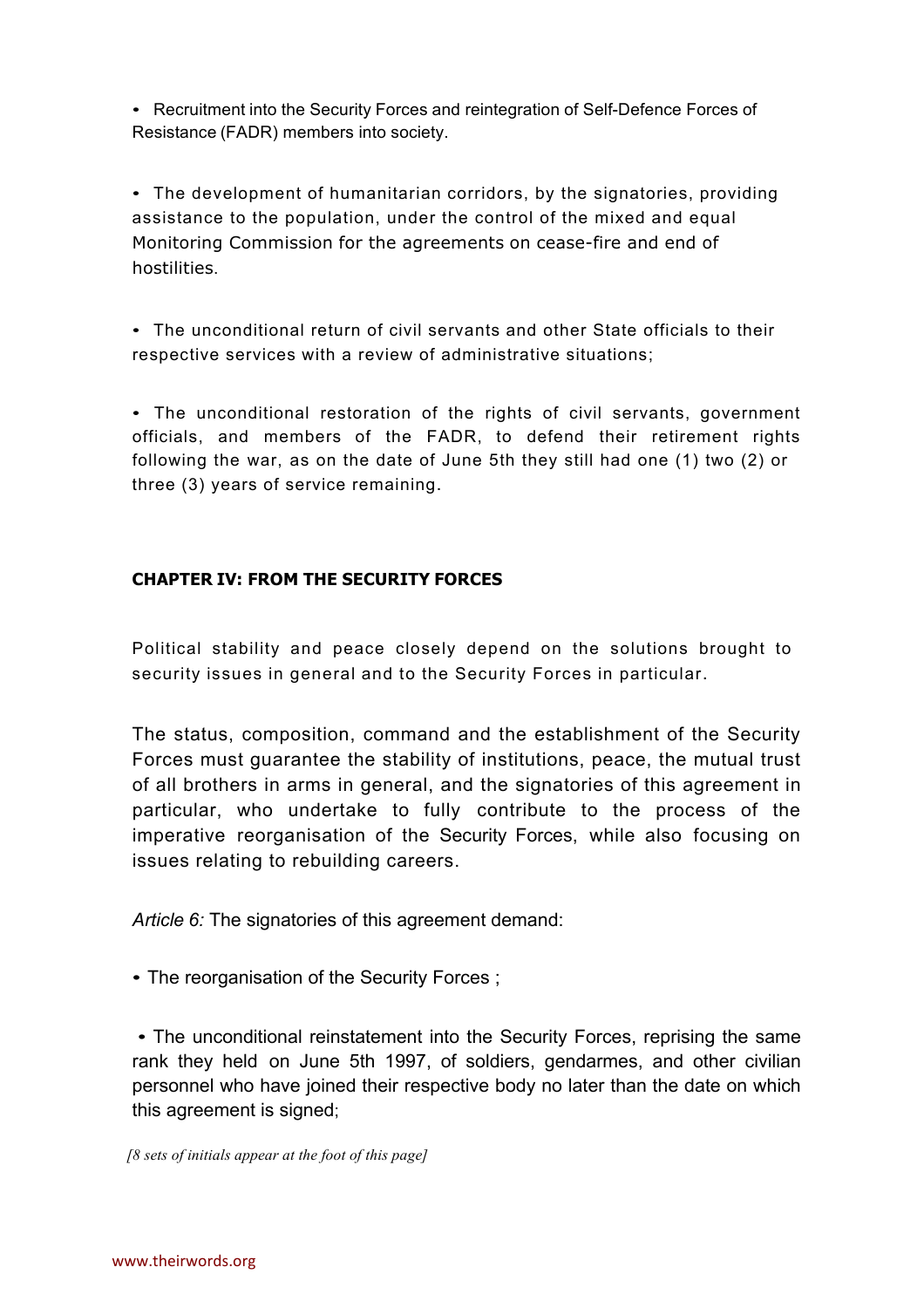- Recruitment into the Security Forces and reintegration of Self-Defence Forces of Resistance (FADR) members into society.

- The development of humanitarian corridors, by the signatories, providing assistance to the population, under the control of the mixed and equal Monitoring Commission for the agreements on cease-fire and end of hostilities.

- The unconditional return of civil servants and other State officials to their respective services with a review of administrative situations;

- The unconditional restoration of the rights of civil servants, government officials, and members of the FADR, to defend their retirement rights following the war, as on the date of June 5th they still had one (1) two (2) or three (3) years of service remaining.

## CHAPTER IV: FROM THE SECURITY FORCES

Political stability and peace closely depend on the solutions brought to security issues in general and to the Security Forces in particular.

The status, composition, command and the establishment of the Security Forces must guarantee the stability of institutions, peace, the mutual trust of all brothers in arms in general, and the signatories of this agreement in particular, who undertake to fully contribute to the process of the imperative reorganisation of the Security Forces, while also focusing on issues relating to rebuilding careers.

*Article 6:* The signatories of this agreement demand:

- The reorganisation of the Security Forces ;

- The unconditional reinstatement into the Security Forces, reprising the same rank they held on June 5th 1997, of soldiers, gendarmes, and other civilian personnel who have joined their respective body no later than the date on which this agreement is signed;

*[8 sets of initials appear at the foot of this page]*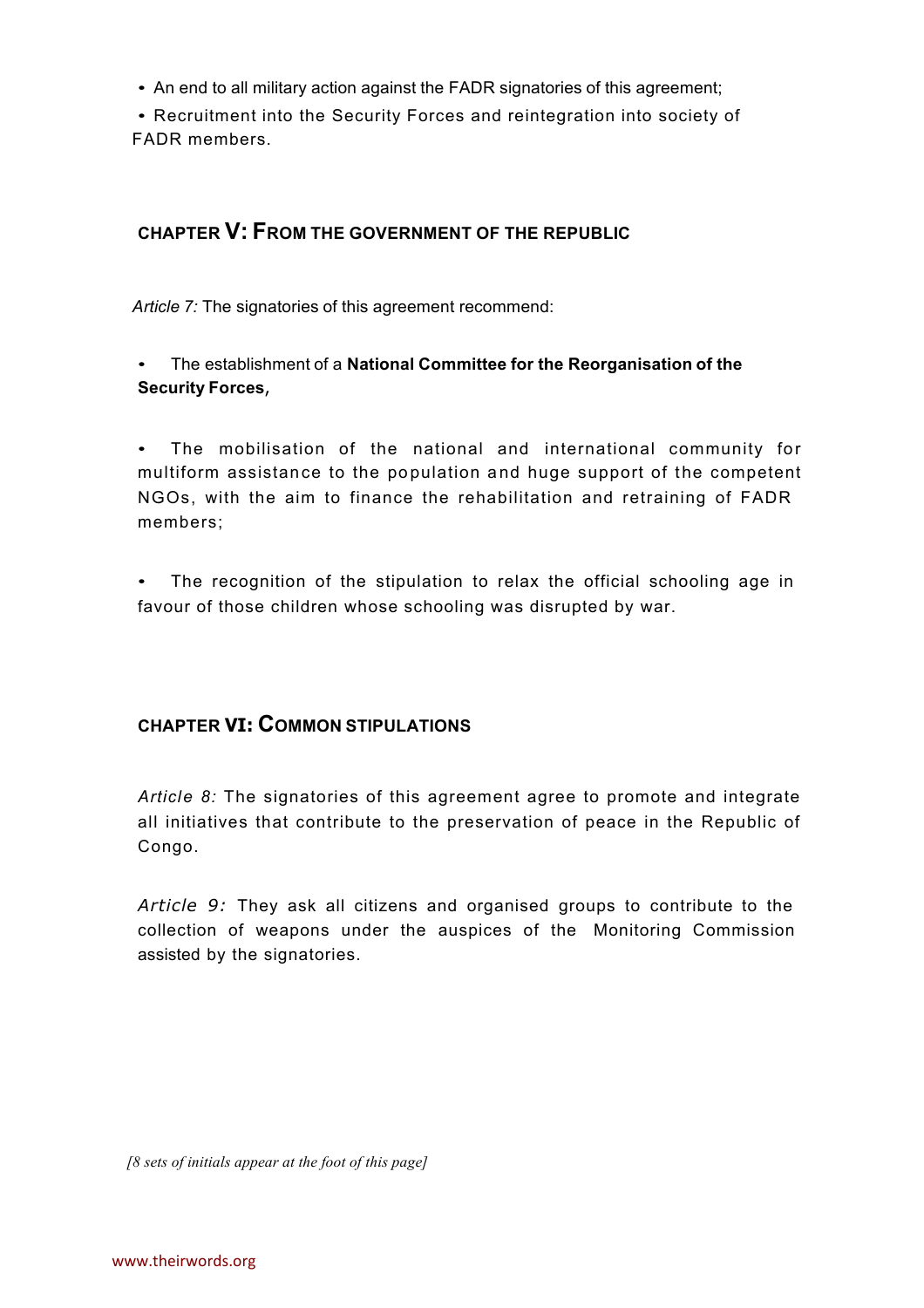- An end to all military action against the FADR signatories of this agreement;
- Recruitment into the Security Forces and reintegration into society of FADR members.

## CHAPTER V: FROM THE GOVERNMENT OF THE REPUBLIC

*Article 7:* The signatories of this agreement recommend:

- The establishment of a **National Committee for the Reorganisation of the Security Forces,**

- The mobilisation of the national and international community for multiform assistance to the population and huge support of the competent NGOs, with the aim to finance the rehabilitation and retraining of FADR members;

- The recognition of the stipulation to relax the official schooling age in favour of those children whose schooling was disrupted by war.

## CHAPTER VI: COMMON STIPULATIONS

*Article 8:* The signatories of this agreement agree to promote and integrate all initiatives that contribute to the preservation of peace in the Republic of Congo.

*Article 9:* They ask all citizens and organised groups to contribute to the collection of weapons under the auspices of the Monitoring Commission assisted by the signatories.

*[8 sets of initials appear at the foot of this page]*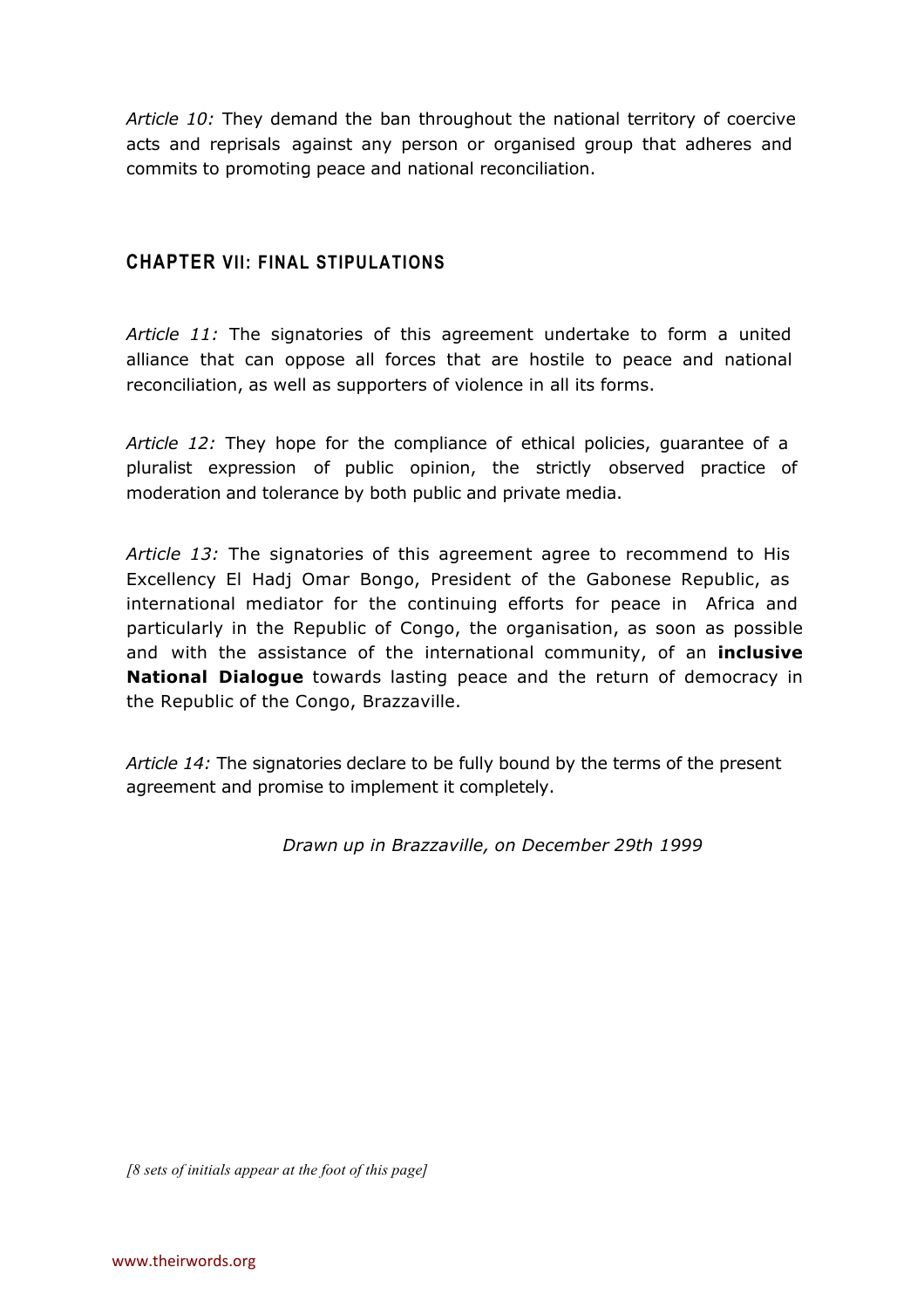*Article 10:* They demand the ban throughout the national territory of coercive acts and reprisals against any person or organised group that adheres and commits to promoting peace and national reconciliation.

## CHAPTER VII: FINAL STIPULATIONS

*Article 11:* The signatories of this agreement undertake to form a united alliance that can oppose all forces that are hostile to peace and national reconciliation, as well as supporters of violence in all its forms.

*Article 12:* They hope for the compliance of ethical policies, guarantee of a pluralist expression of public opinion, the strictly observed practice of moderation and tolerance by both public and private media.

*Article 13:* The signatories of this agreement agree to recommend to His Excellency El Hadj Omar Bongo, President of the Gabonese Republic, as international mediator for the continuing efforts for peace in Africa and particularly in the Republic of Congo, the organisation, as soon as possible and with the assistance of the international community, of an **inclusive National Dialogue** towards lasting peace and the return of democracy in the Republic of the Congo, Brazzaville.

*Article 14:* The signatories declare to be fully bound by the terms of the present agreement and promise to implement it completely.

*Drawn up in Brazzaville, on December 29th 1999*

*[8 sets of initials appear at the foot of this page]*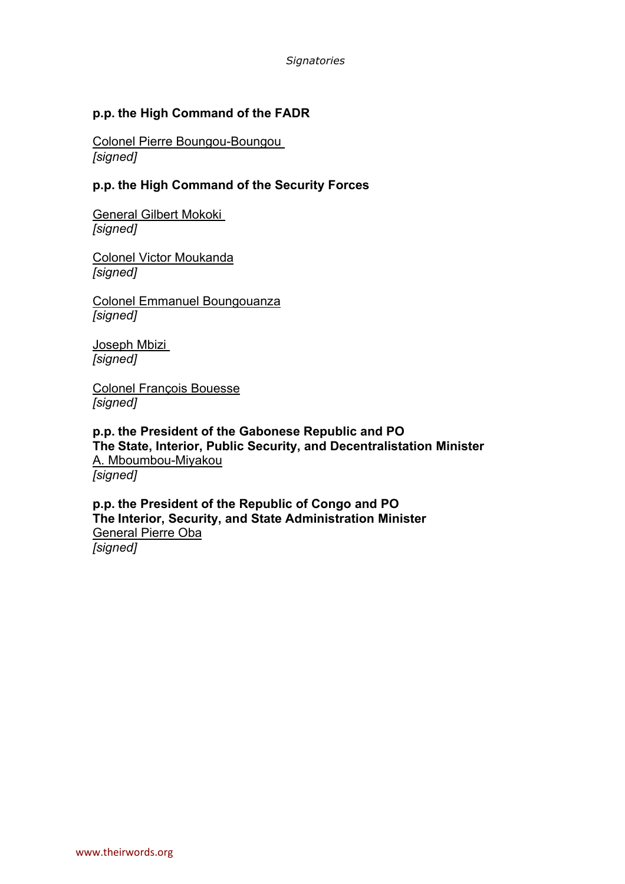*Signatories*

**p.p. the High Command of the FADR**

Colonel Pierre Boungou-Boungou
*[signed]*

**p.p. the High Command of the Security Forces**

General Gilbert Mokoki
*[signed]*

Colonel Victor Moukanda
*[signed]*

Colonel Emmanuel Boungouanza
*[signed]*

Joseph Mbizi
*[signed]*

Colonel François Bouesse
*[signed]*

**p.p. the President of the Gabonese Republic and PO**
**The State, Interior, Public Security, and Decentralistation Minister**
A. Mboumbou-Miyakou
*[signed]*

**p.p. the President of the Republic of Congo and PO**
**The Interior, Security, and State Administration Minister**
General Pierre Oba
*[signed]*